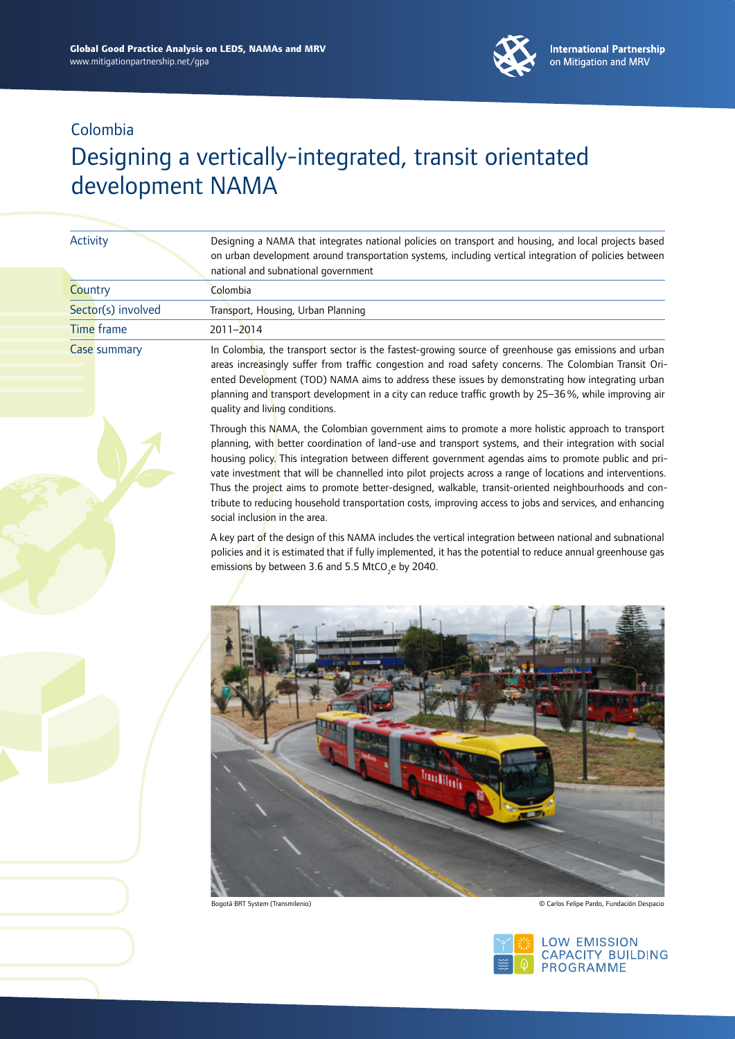# Colombia

## Designing a vertically-integrated, transit orientated development NAMA

| | |
|---|---|
| Activity | Designing a NAMA that integrates national policies on transport and housing, and local projects based on urban development around transportation systems, including vertical integration of policies between national and subnational government |
| Country | Colombia |
| Sector(s) involved | Transport, Housing, Urban Planning |
| Time frame | 2011–2014 |
| Case summary | In Colombia, the transport sector is the fastest-growing source of greenhouse gas emissions and urban areas increasingly suffer from traffic congestion and road safety concerns. The Colombian Transit Oriented Development (TOD) NAMA aims to address these issues by demonstrating how integrating urban planning and transport development in a city can reduce traffic growth by 25–36%, while improving air quality and living conditions. |

Through this NAMA, the Colombian government aims to promote a more holistic approach to transport planning, with better coordination of land-use and transport systems, and their integration with social housing policy. This integration between different government agendas aims to promote public and private investment that will be channelled into pilot projects across a range of locations and interventions. Thus the project aims to promote better-designed, walkable, transit-oriented neighbourhoods and contribute to reducing household transportation costs, improving access to jobs and services, and enhancing social inclusion in the area.

A key part of the design of this NAMA includes the vertical integration between national and subnational policies and it is estimated that if fully implemented, it has the potential to reduce annual greenhouse gas emissions by between 3.6 and 5.5 $MtCO_2e$ by 2040.

Bogotá BRT System (Transmilenio) © Carlos Felipe Pardo, Fundación Despacio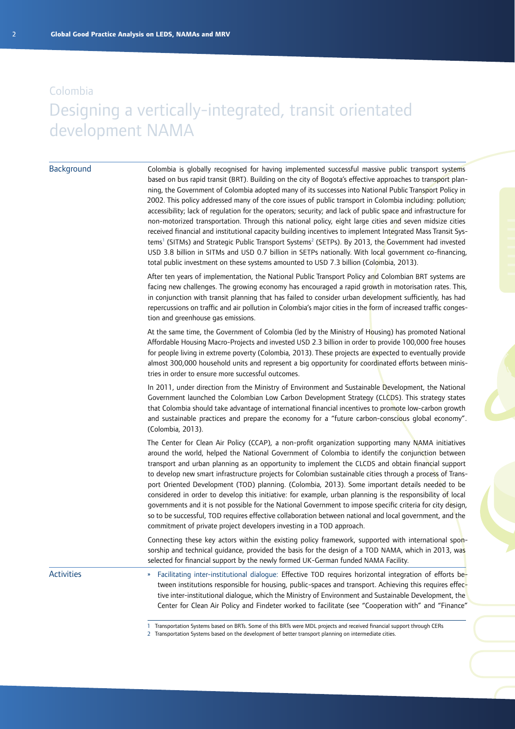Colombia

# Designing a vertically-integrated, transit orientated development NAMA

## Background

Colombia is globally recognised for having implemented successful massive public transport systems based on bus rapid transit (BRT). Building on the city of Bogota's effective approaches to transport planning, the Government of Colombia adopted many of its successes into National Public Transport Policy in 2002. This policy addressed many of the core issues of public transport in Colombia including: pollution; accessibility; lack of regulation for the operators; security; and lack of public space and infrastructure for non-motorized transportation. Through this national policy, eight large cities and seven midsize cities received financial and institutional capacity building incentives to implement Integrated Mass Transit Systems[1] (SITMs) and Strategic Public Transport Systems[2] (SETPs). By 2013, the Government had invested USD 3.8 billion in SITMs and USD 0.7 billion in SETPs nationally. With local government co-financing, total public investment on these systems amounted to USD 7.3 billion (Colombia, 2013).

After ten years of implementation, the National Public Transport Policy and Colombian BRT systems are facing new challenges. The growing economy has encouraged a rapid growth in motorisation rates. This, in conjunction with transit planning that has failed to consider urban development sufficiently, has had repercussions on traffic and air pollution in Colombia's major cities in the form of increased traffic congestion and greenhouse gas emissions.

At the same time, the Government of Colombia (led by the Ministry of Housing) has promoted National Affordable Housing Macro-Projects and invested USD 2.3 billion in order to provide 100,000 free houses for people living in extreme poverty (Colombia, 2013). These projects are expected to eventually provide almost 300,000 household units and represent a big opportunity for coordinated efforts between ministries in order to ensure more successful outcomes.

In 2011, under direction from the Ministry of Environment and Sustainable Development, the National Government launched the Colombian Low Carbon Development Strategy (CLCDS). This strategy states that Colombia should take advantage of international financial incentives to promote low-carbon growth and sustainable practices and prepare the economy for a "future carbon-conscious global economy". (Colombia, 2013).

The Center for Clean Air Policy (CCAP), a non-profit organization supporting many NAMA initiatives around the world, helped the National Government of Colombia to identify the conjunction between transport and urban planning as an opportunity to implement the CLCDS and obtain financial support to develop new smart infrastructure projects for Colombian sustainable cities through a process of Transport Oriented Development (TOD) planning. (Colombia, 2013). Some important details needed to be considered in order to develop this initiative: for example, urban planning is the responsibility of local governments and it is not possible for the National Government to impose specific criteria for city design, so to be successful, TOD requires effective collaboration between national and local government, and the commitment of private project developers investing in a TOD approach.

Connecting these key actors within the existing policy framework, supported with international sponsorship and technical guidance, provided the basis for the design of a TOD NAMA, which in 2013, was selected for financial support by the newly formed UK-German funded NAMA Facility.

## Activities

- Facilitating inter-institutional dialogue: Effective TOD requires horizontal integration of efforts between institutions responsible for housing, public-spaces and transport. Achieving this requires effective inter-institutional dialogue, which the Ministry of Environment and Sustainable Development, the Center for Clean Air Policy and Findeter worked to facilitate (see "Cooperation with" and "Finance"

[1] Transportation Systems based on BRTs. Some of this BRTs were MDL projects and received financial support through CERs

[2] Transportation Systems based on the development of better transport planning on intermediate cities.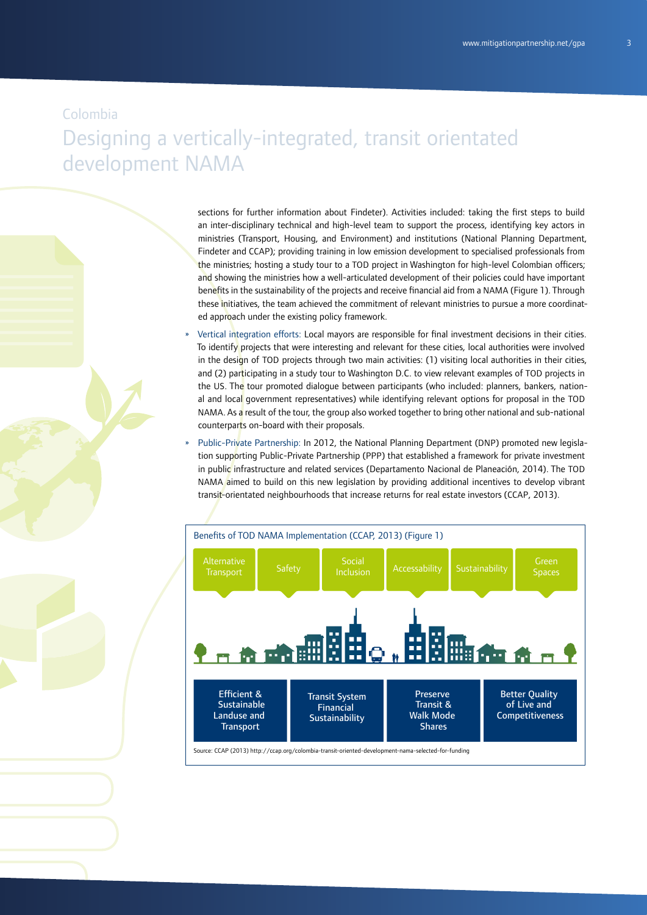Colombia

# Designing a vertically-integrated, transit orientated development NAMA

sections for further information about Findeter). Activities included: taking the first steps to build an inter-disciplinary technical and high-level team to support the process, identifying key actors in ministries (Transport, Housing, and Environment) and institutions (National Planning Department, Findeter and CCAP); providing training in low emission development to specialised professionals from the ministries; hosting a study tour to a TOD project in Washington for high-level Colombian officers; and showing the ministries how a well-articulated development of their policies could have important benefits in the sustainability of the projects and receive financial aid from a NAMA (Figure 1). Through these initiatives, the team achieved the commitment of relevant ministries to pursue a more coordinated approach under the existing policy framework.

- Vertical integration efforts: Local mayors are responsible for final investment decisions in their cities. To identify projects that were interesting and relevant for these cities, local authorities were involved in the design of TOD projects through two main activities: (1) visiting local authorities in their cities, and (2) participating in a study tour to Washington D.C. to view relevant examples of TOD projects in the US. The tour promoted dialogue between participants (who included: planners, bankers, national and local government representatives) while identifying relevant options for proposal in the TOD NAMA. As a result of the tour, the group also worked together to bring other national and sub-national counterparts on-board with their proposals.
- Public-Private Partnership: In 2012, the National Planning Department (DNP) promoted new legislation supporting Public-Private Partnership (PPP) that established a framework for private investment in public infrastructure and related services (Departamento Nacional de Planeación, 2014). The TOD NAMA aimed to build on this new legislation by providing additional incentives to develop vibrant transit-orientated neighbourhoods that increase returns for real estate investors (CCAP, 2013).

Benefits of TOD NAMA Implementation (CCAP, 2013) (Figure 1)

Alternative Transport | Safety | Social Inclusion | Accessability | Sustainability | Green Spaces

Efficient & Sustainable Landuse and Transport | Transit System Financial Sustainability | Preserve Transit & Walk Mode Shares | Better Quality of Live and Competitiveness

Source: CCAP (2013) http://ccap.org/colombia-transit-oriented-development-nama-selected-for-funding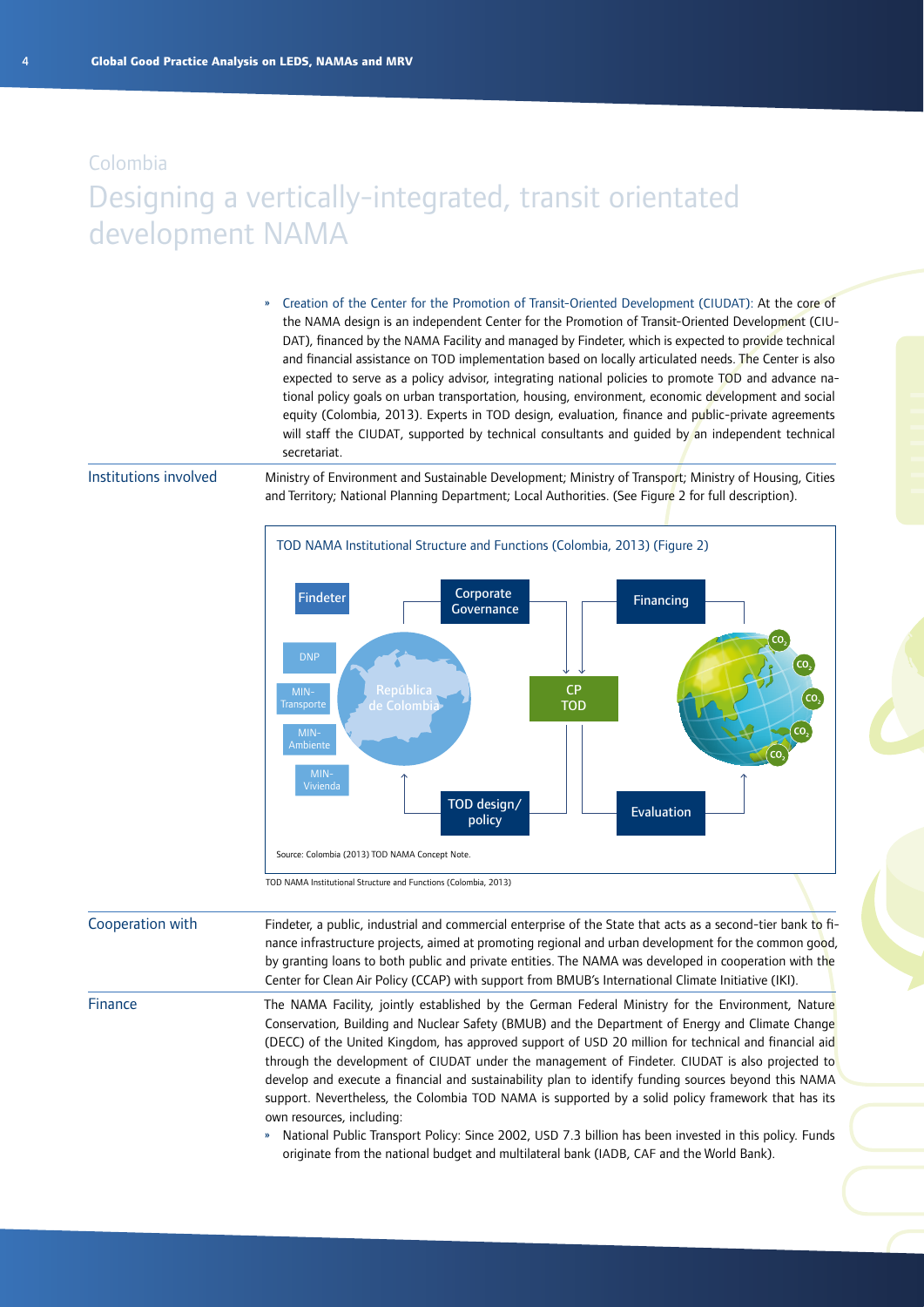Colombia

# Designing a vertically-integrated, transit orientated development NAMA

- Creation of the Center for the Promotion of Transit-Oriented Development (CIUDAT): At the core of the NAMA design is an independent Center for the Promotion of Transit-Oriented Development (CIUDAT), financed by the NAMA Facility and managed by Findeter, which is expected to provide technical and financial assistance on TOD implementation based on locally articulated needs. The Center is also expected to serve as a policy advisor, integrating national policies to promote TOD and advance national policy goals on urban transportation, housing, environment, economic development and social equity (Colombia, 2013). Experts in TOD design, evaluation, finance and public-private agreements will staff the CIUDAT, supported by technical consultants and guided by an independent technical secretariat.

**Institutions involved**

Ministry of Environment and Sustainable Development; Ministry of Transport; Ministry of Housing, Cities and Territory; National Planning Department; Local Authorities. (See Figure 2 for full description).

TOD NAMA Institutional Structure and Functions (Colombia, 2013) (Figure 2)

Findeter; DNP; MIN-Transporte; MIN-Ambiente; MIN-Vivienda; República de Colombia; Corporate Governance; Financing; CP TOD; TOD design/policy; Evaluation; $CO_2$

Source: Colombia (2013) TOD NAMA Concept Note.

TOD NAMA Institutional Structure and Functions (Colombia, 2013)

**Cooperation with**

Findeter, a public, industrial and commercial enterprise of the State that acts as a second-tier bank to finance infrastructure projects, aimed at promoting regional and urban development for the common good, by granting loans to both public and private entities. The NAMA was developed in cooperation with the Center for Clean Air Policy (CCAP) with support from BMUB's International Climate Initiative (IKI).

**Finance**

The NAMA Facility, jointly established by the German Federal Ministry for the Environment, Nature Conservation, Building and Nuclear Safety (BMUB) and the Department of Energy and Climate Change (DECC) of the United Kingdom, has approved support of USD 20 million for technical and financial aid through the development of CIUDAT under the management of Findeter. CIUDAT is also projected to develop and execute a financial and sustainability plan to identify funding sources beyond this NAMA support. Nevertheless, the Colombia TOD NAMA is supported by a solid policy framework that has its own resources, including:

- National Public Transport Policy: Since 2002, USD 7.3 billion has been invested in this policy. Funds originate from the national budget and multilateral bank (IADB, CAF and the World Bank).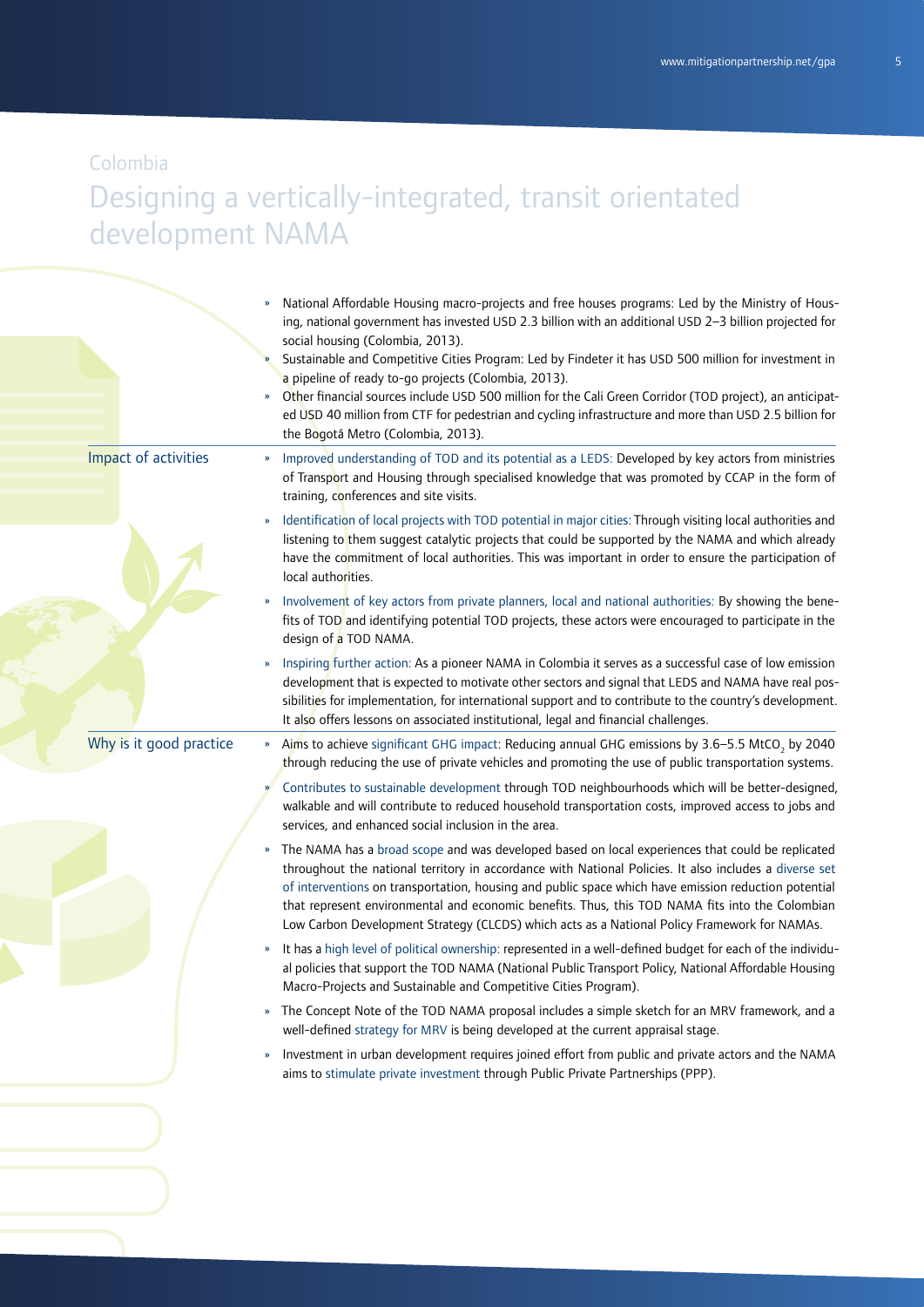Colombia

# Designing a vertically-integrated, transit orientated development NAMA

- National Affordable Housing macro-projects and free houses programs: Led by the Ministry of Housing, national government has invested USD 2.3 billion with an additional USD 2–3 billion projected for social housing (Colombia, 2013).
- Sustainable and Competitive Cities Program: Led by Findeter it has USD 500 million for investment in a pipeline of ready to-go projects (Colombia, 2013).
- Other financial sources include USD 500 million for the Cali Green Corridor (TOD project), an anticipated USD 40 million from CTF for pedestrian and cycling infrastructure and more than USD 2.5 billion for the Bogotá Metro (Colombia, 2013).

## Impact of activities

- Improved understanding of TOD and its potential as a LEDS: Developed by key actors from ministries of Transport and Housing through specialised knowledge that was promoted by CCAP in the form of training, conferences and site visits.
- Identification of local projects with TOD potential in major cities: Through visiting local authorities and listening to them suggest catalytic projects that could be supported by the NAMA and which already have the commitment of local authorities. This was important in order to ensure the participation of local authorities.
- Involvement of key actors from private planners, local and national authorities: By showing the benefits of TOD and identifying potential TOD projects, these actors were encouraged to participate in the design of a TOD NAMA.
- Inspiring further action: As a pioneer NAMA in Colombia it serves as a successful case of low emission development that is expected to motivate other sectors and signal that LEDS and NAMA have real possibilities for implementation, for international support and to contribute to the country's development. It also offers lessons on associated institutional, legal and financial challenges.

## Why is it good practice

- Aims to achieve significant GHG impact: Reducing annual GHG emissions by 3.6–5.5 $MtCO_2$ by 2040 through reducing the use of private vehicles and promoting the use of public transportation systems.
- Contributes to sustainable development through TOD neighbourhoods which will be better-designed, walkable and will contribute to reduced household transportation costs, improved access to jobs and services, and enhanced social inclusion in the area.
- The NAMA has a broad scope and was developed based on local experiences that could be replicated throughout the national territory in accordance with National Policies. It also includes a diverse set of interventions on transportation, housing and public space which have emission reduction potential that represent environmental and economic benefits. Thus, this TOD NAMA fits into the Colombian Low Carbon Development Strategy (CLCDS) which acts as a National Policy Framework for NAMAs.
- It has a high level of political ownership: represented in a well-defined budget for each of the individual policies that support the TOD NAMA (National Public Transport Policy, National Affordable Housing Macro-Projects and Sustainable and Competitive Cities Program).
- The Concept Note of the TOD NAMA proposal includes a simple sketch for an MRV framework, and a well-defined strategy for MRV is being developed at the current appraisal stage.
- Investment in urban development requires joined effort from public and private actors and the NAMA aims to stimulate private investment through Public Private Partnerships (PPP).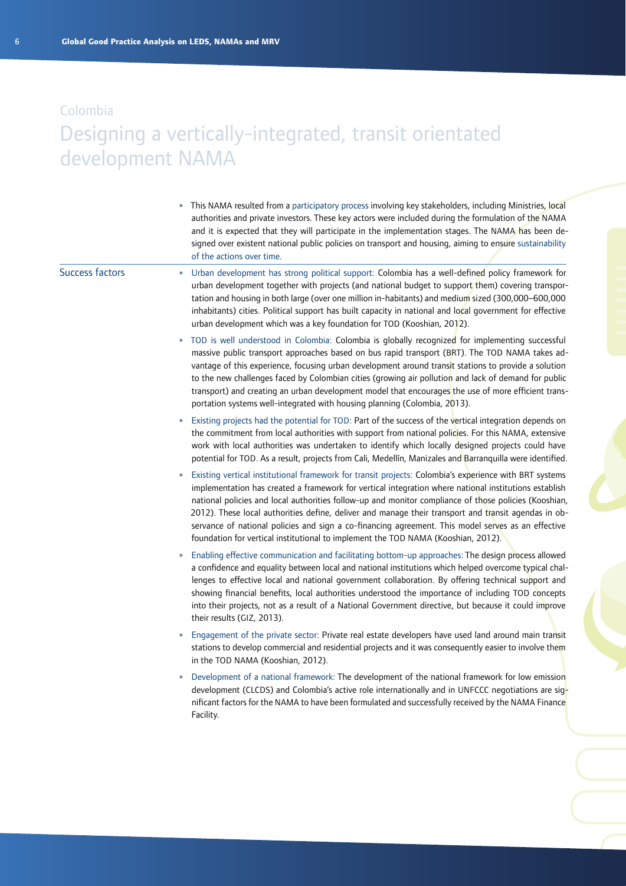Colombia

# Designing a vertically-integrated, transit orientated development NAMA

- This NAMA resulted from a participatory process involving key stakeholders, including Ministries, local authorities and private investors. These key actors were included during the formulation of the NAMA and it is expected that they will participate in the implementation stages. The NAMA has been designed over existent national public policies on transport and housing, aiming to ensure sustainability of the actions over time.

## Success factors

- Urban development has strong political support: Colombia has a well-defined policy framework for urban development together with projects (and national budget to support them) covering transportation and housing in both large (over one million in-habitants) and medium sized (300,000–600,000 inhabitants) cities. Political support has built capacity in national and local government for effective urban development which was a key foundation for TOD (Kooshian, 2012).
- TOD is well understood in Colombia: Colombia is globally recognized for implementing successful massive public transport approaches based on bus rapid transport (BRT). The TOD NAMA takes advantage of this experience, focusing urban development around transit stations to provide a solution to the new challenges faced by Colombian cities (growing air pollution and lack of demand for public transport) and creating an urban development model that encourages the use of more efficient transportation systems well-integrated with housing planning (Colombia, 2013).
- Existing projects had the potential for TOD: Part of the success of the vertical integration depends on the commitment from local authorities with support from national policies. For this NAMA, extensive work with local authorities was undertaken to identify which locally designed projects could have potential for TOD. As a result, projects from Cali, Medellín, Manizales and Barranquilla were identified.
- Existing vertical institutional framework for transit projects: Colombia's experience with BRT systems implementation has created a framework for vertical integration where national institutions establish national policies and local authorities follow-up and monitor compliance of those policies (Kooshian, 2012). These local authorities define, deliver and manage their transport and transit agendas in observance of national policies and sign a co-financing agreement. This model serves as an effective foundation for vertical institutional to implement the TOD NAMA (Kooshian, 2012).
- Enabling effective communication and facilitating bottom-up approaches: The design process allowed a confidence and equality between local and national institutions which helped overcome typical challenges to effective local and national government collaboration. By offering technical support and showing financial benefits, local authorities understood the importance of including TOD concepts into their projects, not as a result of a National Government directive, but because it could improve their results (GIZ, 2013).
- Engagement of the private sector: Private real estate developers have used land around main transit stations to develop commercial and residential projects and it was consequently easier to involve them in the TOD NAMA (Kooshian, 2012).
- Development of a national framework: The development of the national framework for low emission development (CLCDS) and Colombia's active role internationally and in UNFCCC negotiations are significant factors for the NAMA to have been formulated and successfully received by the NAMA Finance Facility.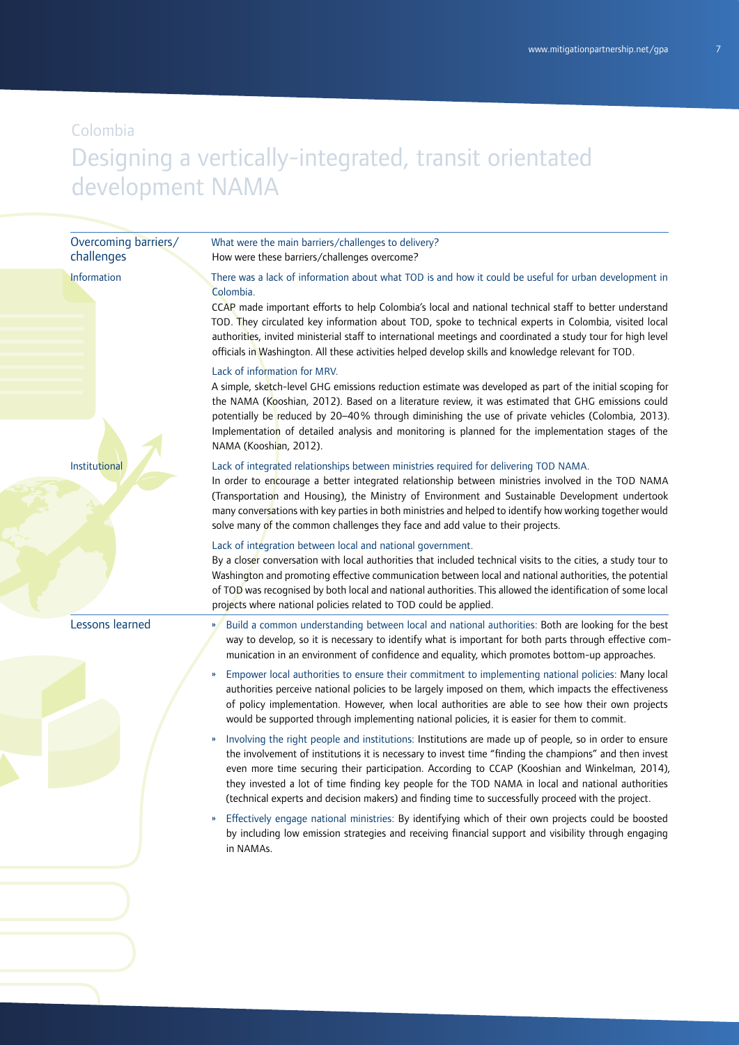Colombia

# Designing a vertically-integrated, transit orientated development NAMA

## Overcoming barriers/ challenges

What were the main barriers/challenges to delivery?
How were these barriers/challenges overcome?

### Information

There was a lack of information about what TOD is and how it could be useful for urban development in Colombia.

CCAP made important efforts to help Colombia's local and national technical staff to better understand TOD. They circulated key information about TOD, spoke to technical experts in Colombia, visited local authorities, invited ministerial staff to international meetings and coordinated a study tour for high level officials in Washington. All these activities helped develop skills and knowledge relevant for TOD.

Lack of information for MRV.

A simple, sketch-level GHG emissions reduction estimate was developed as part of the initial scoping for the NAMA (Kooshian, 2012). Based on a literature review, it was estimated that GHG emissions could potentially be reduced by 20–40% through diminishing the use of private vehicles (Colombia, 2013). Implementation of detailed analysis and monitoring is planned for the implementation stages of the NAMA (Kooshian, 2012).

### Institutional

Lack of integrated relationships between ministries required for delivering TOD NAMA.

In order to encourage a better integrated relationship between ministries involved in the TOD NAMA (Transportation and Housing), the Ministry of Environment and Sustainable Development undertook many conversations with key parties in both ministries and helped to identify how working together would solve many of the common challenges they face and add value to their projects.

Lack of integration between local and national government.

By a closer conversation with local authorities that included technical visits to the cities, a study tour to Washington and promoting effective communication between local and national authorities, the potential of TOD was recognised by both local and national authorities. This allowed the identification of some local projects where national policies related to TOD could be applied.

## Lessons learned

- Build a common understanding between local and national authorities: Both are looking for the best way to develop, so it is necessary to identify what is important for both parts through effective communication in an environment of confidence and equality, which promotes bottom-up approaches.
- Empower local authorities to ensure their commitment to implementing national policies: Many local authorities perceive national policies to be largely imposed on them, which impacts the effectiveness of policy implementation. However, when local authorities are able to see how their own projects would be supported through implementing national policies, it is easier for them to commit.
- Involving the right people and institutions: Institutions are made up of people, so in order to ensure the involvement of institutions it is necessary to invest time "finding the champions" and then invest even more time securing their participation. According to CCAP (Kooshian and Winkelman, 2014), they invested a lot of time finding key people for the TOD NAMA in local and national authorities (technical experts and decision makers) and finding time to successfully proceed with the project.
- Effectively engage national ministries: By identifying which of their own projects could be boosted by including low emission strategies and receiving financial support and visibility through engaging in NAMAs.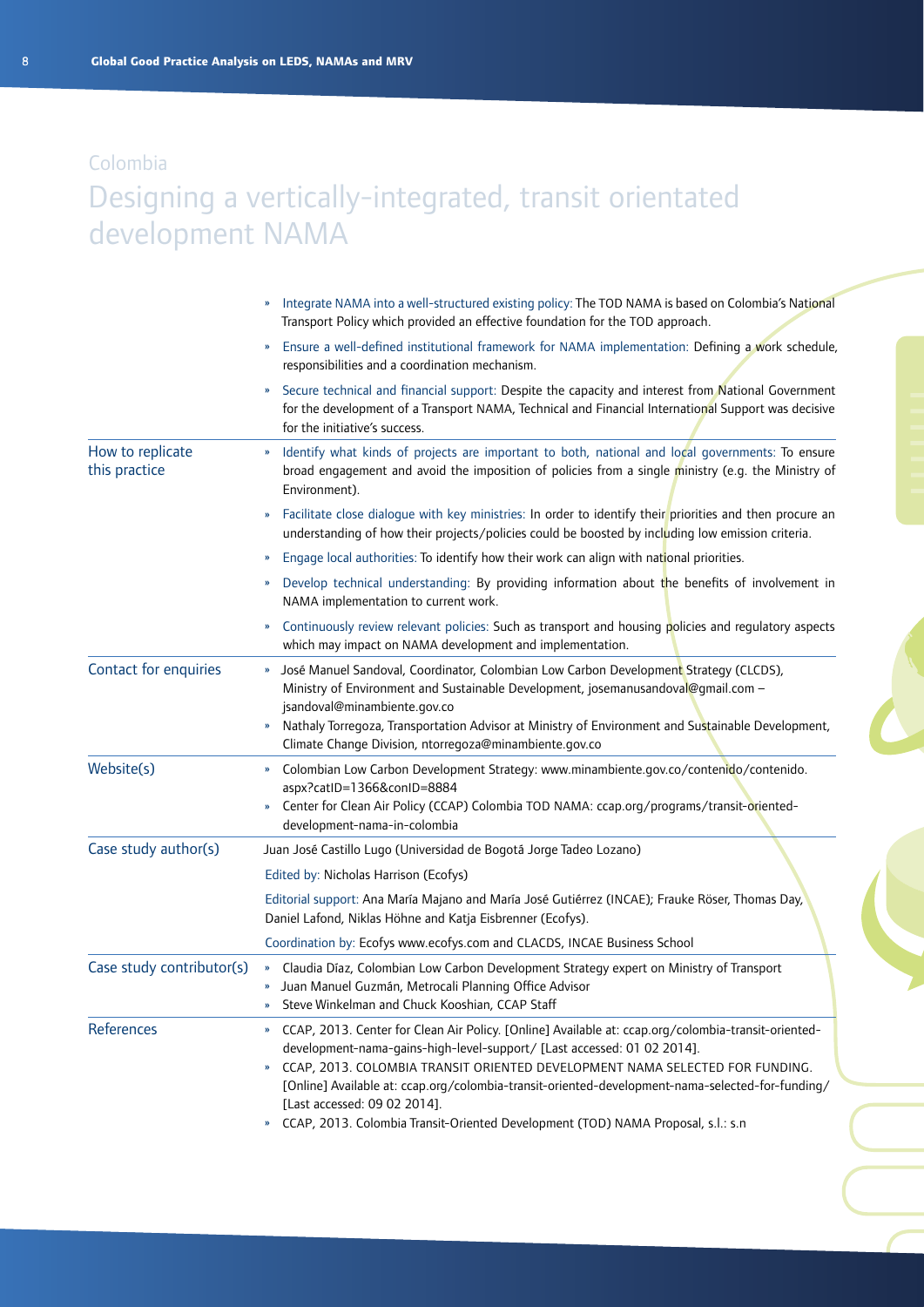Colombia

# Designing a vertically-integrated, transit orientated development NAMA

|  |  |
|---|---|
|  | » Integrate NAMA into a well-structured existing policy: The TOD NAMA is based on Colombia's National Transport Policy which provided an effective foundation for the TOD approach.<br>» Ensure a well-defined institutional framework for NAMA implementation: Defining a work schedule, responsibilities and a coordination mechanism.<br>» Secure technical and financial support: Despite the capacity and interest from National Government for the development of a Transport NAMA, Technical and Financial International Support was decisive for the initiative's success. |
| How to replicate this practice | » Identify what kinds of projects are important to both, national and local governments: To ensure broad engagement and avoid the imposition of policies from a single ministry (e.g. the Ministry of Environment).<br>» Facilitate close dialogue with key ministries: In order to identify their priorities and then procure an understanding of how their projects/policies could be boosted by including low emission criteria.<br>» Engage local authorities: To identify how their work can align with national priorities.<br>» Develop technical understanding: By providing information about the benefits of involvement in NAMA implementation to current work.<br>» Continuously review relevant policies: Such as transport and housing policies and regulatory aspects which may impact on NAMA development and implementation. |
| Contact for enquiries | » José Manuel Sandoval, Coordinator, Colombian Low Carbon Development Strategy (CLCDS), Ministry of Environment and Sustainable Development, josemanusandoval@gmail.com – jsandoval@minambiente.gov.co<br>» Nathaly Torregoza, Transportation Advisor at Ministry of Environment and Sustainable Development, Climate Change Division, ntorregoza@minambiente.gov.co |
| Website(s) | » Colombian Low Carbon Development Strategy: www.minambiente.gov.co/contenido/contenido.aspx?catID=1366&conID=8884<br>» Center for Clean Air Policy (CCAP) Colombia TOD NAMA: ccap.org/programs/transit-oriented-development-nama-in-colombia |
| Case study author(s) | Juan José Castillo Lugo (Universidad de Bogotá Jorge Tadeo Lozano)<br>Edited by: Nicholas Harrison (Ecofys)<br>Editorial support: Ana María Majano and María José Gutiérrez (INCAE); Frauke Röser, Thomas Day, Daniel Lafond, Niklas Höhne and Katja Eisbrenner (Ecofys).<br>Coordination by: Ecofys www.ecofys.com and CLACDS, INCAE Business School |
| Case study contributor(s) | » Claudia Díaz, Colombian Low Carbon Development Strategy expert on Ministry of Transport<br>» Juan Manuel Guzmán, Metrocali Planning Office Advisor<br>» Steve Winkelman and Chuck Kooshian, CCAP Staff |
| References | » CCAP, 2013. Center for Clean Air Policy. [Online] Available at: ccap.org/colombia-transit-oriented-development-nama-gains-high-level-support/ [Last accessed: 01 02 2014].<br>» CCAP, 2013. COLOMBIA TRANSIT ORIENTED DEVELOPMENT NAMA SELECTED FOR FUNDING. [Online] Available at: ccap.org/colombia-transit-oriented-development-nama-selected-for-funding/ [Last accessed: 09 02 2014].<br>» CCAP, 2013. Colombia Transit-Oriented Development (TOD) NAMA Proposal, s.l.: s.n |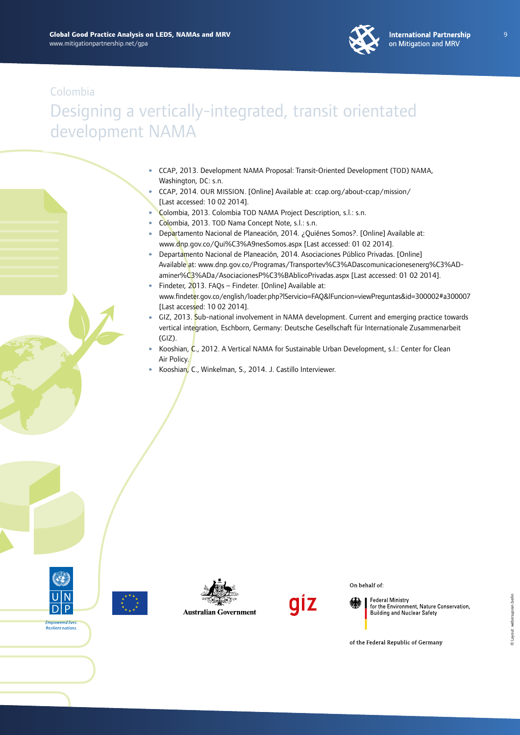Colombia

# Designing a vertically-integrated, transit orientated development NAMA

- CCAP, 2013. Development NAMA Proposal: Transit-Oriented Development (TOD) NAMA, Washington, DC: s.n.
- CCAP, 2014. OUR MISSION. [Online] Available at: ccap.org/about-ccap/mission/ [Last accessed: 10 02 2014].
- Colombia, 2013. Colombia TOD NAMA Project Description, s.l.: s.n.
- Colombia, 2013. TOD Nama Concept Note, s.l.: s.n.
- Departamento Nacional de Planeación, 2014. ¿Quiénes Somos?. [Online] Available at: www.dnp.gov.co/Qui%C3%A9nesSomos.aspx [Last accessed: 01 02 2014].
- Departamento Nacional de Planeación, 2014. Asociaciones Público Privadas. [Online] Available at: www.dnp.gov.co/Programas/Transportev%C3%ADascomunicacionesenerg%C3%AD-aminer%C3%ADa/AsociacionesP%C3%BAblicoPrivadas.aspx [Last accessed: 01 02 2014].
- Findeter, 2013. FAQs – Findeter. [Online] Available at: www.findeter.gov.co/english/loader.php?lServicio=FAQ&lFuncion=viewPreguntas&id=300002#a300007 [Last accessed: 10 02 2014].
- GIZ, 2013. Sub-national involvement in NAMA development. Current and emerging practice towards vertical integration, Eschborn, Germany: Deutsche Gesellschaft für Internationale Zusammenarbeit (GIZ).
- Kooshian, C., 2012. A Vertical NAMA for Sustainable Urban Development, s.l.: Center for Clean Air Policy.
- Kooshian, C., Winkelman, S., 2014. J. Castillo Interviewer.

Empowered lives. Resilient nations.

Australian Government

giz

On behalf of:

Federal Ministry for the Environment, Nature Conservation, Building and Nuclear Safety

of the Federal Republic of Germany